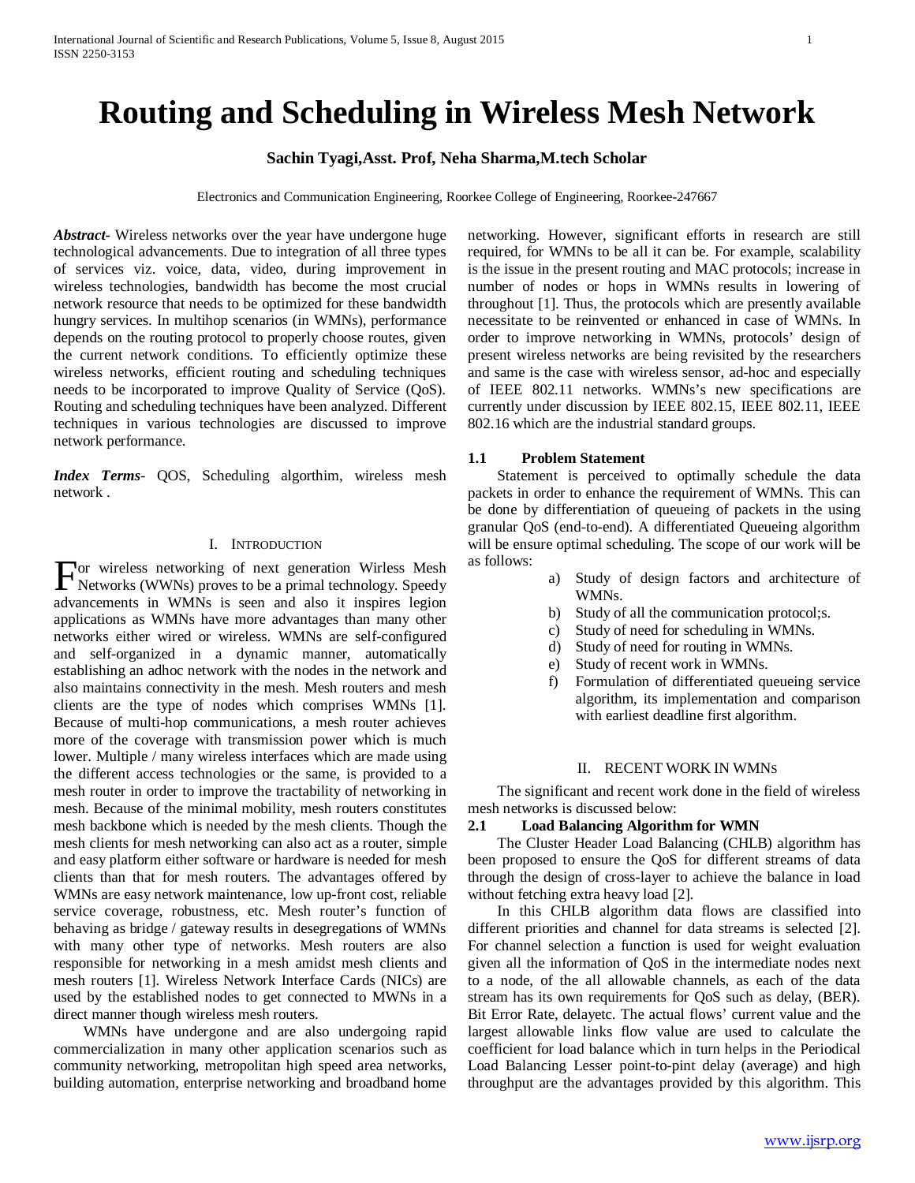# Routing and Scheduling in Wireless Mesh Network

**Sachin Tyagi,Asst. Prof, Neha Sharma,M.tech Scholar**

Electronics and Communication Engineering, Roorkee College of Engineering, Roorkee-247667

***Abstract***- Wireless networks over the year have undergone huge technological advancements. Due to integration of all three types of services viz. voice, data, video, during improvement in wireless technologies, bandwidth has become the most crucial network resource that needs to be optimized for these bandwidth hungry services. In multihop scenarios (in WMNs), performance depends on the routing protocol to properly choose routes, given the current network conditions. To efficiently optimize these wireless networks, efficient routing and scheduling techniques needs to be incorporated to improve Quality of Service (QoS). Routing and scheduling techniques have been analyzed. Different techniques in various technologies are discussed to improve network performance.

***Index Terms***- QOS, Scheduling algorthim, wireless mesh network .

## I. Introduction

For wireless networking of next generation Wirless Mesh Networks (WWNs) proves to be a primal technology. Speedy advancements in WMNs is seen and also it inspires legion applications as WMNs have more advantages than many other networks either wired or wireless. WMNs are self-configured and self-organized in a dynamic manner, automatically establishing an adhoc network with the nodes in the network and also maintains connectivity in the mesh. Mesh routers and mesh clients are the type of nodes which comprises WMNs [1]. Because of multi-hop communications, a mesh router achieves more of the coverage with transmission power which is much lower. Multiple / many wireless interfaces which are made using the different access technologies or the same, is provided to a mesh router in order to improve the tractability of networking in mesh. Because of the minimal mobility, mesh routers constitutes mesh backbone which is needed by the mesh clients. Though the mesh clients for mesh networking can also act as a router, simple and easy platform either software or hardware is needed for mesh clients than that for mesh routers. The advantages offered by WMNs are easy network maintenance, low up-front cost, reliable service coverage, robustness, etc. Mesh router's function of behaving as bridge / gateway results in desegregations of WMNs with many other type of networks. Mesh routers are also responsible for networking in a mesh amidst mesh clients and mesh routers [1]. Wireless Network Interface Cards (NICs) are used by the established nodes to get connected to MWNs in a direct manner though wireless mesh routers.

WMNs have undergone and are also undergoing rapid commercialization in many other application scenarios such as community networking, metropolitan high speed area networks, building automation, enterprise networking and broadband home networking. However, significant efforts in research are still required, for WMNs to be all it can be. For example, scalability is the issue in the present routing and MAC protocols; increase in number of nodes or hops in WMNs results in lowering of throughout [1]. Thus, the protocols which are presently available necessitate to be reinvented or enhanced in case of WMNs. In order to improve networking in WMNs, protocols' design of present wireless networks are being revisited by the researchers and same is the case with wireless sensor, ad-hoc and especially of IEEE 802.11 networks. WMNs's new specifications are currently under discussion by IEEE 802.15, IEEE 802.11, IEEE 802.16 which are the industrial standard groups.

### 1.1 Problem Statement

Statement is perceived to optimally schedule the data packets in order to enhance the requirement of WMNs. This can be done by differentiation of queueing of packets in the using granular QoS (end-to-end). A differentiated Queueing algorithm will be ensure optimal scheduling. The scope of our work will be as follows:

a) Study of design factors and architecture of WMNs.
b) Study of all the communication protocol;s.
c) Study of need for scheduling in WMNs.
d) Study of need for routing in WMNs.
e) Study of recent work in WMNs.
f) Formulation of differentiated queueing service algorithm, its implementation and comparison with earliest deadline first algorithm.

## II. Recent Work in WMNs

The significant and recent work done in the field of wireless mesh networks is discussed below:

### 2.1 Load Balancing Algorithm for WMN

The Cluster Header Load Balancing (CHLB) algorithm has been proposed to ensure the QoS for different streams of data through the design of cross-layer to achieve the balance in load without fetching extra heavy load [2].

In this CHLB algorithm data flows are classified into different priorities and channel for data streams is selected [2]. For channel selection a function is used for weight evaluation given all the information of QoS in the intermediate nodes next to a node, of the all allowable channels, as each of the data stream has its own requirements for QoS such as delay, (BER). Bit Error Rate, delayetc. The actual flows' current value and the largest allowable links flow value are used to calculate the coefficient for load balance which in turn helps in the Periodical Load Balancing Lesser point-to-pint delay (average) and high throughput are the advantages provided by this algorithm. This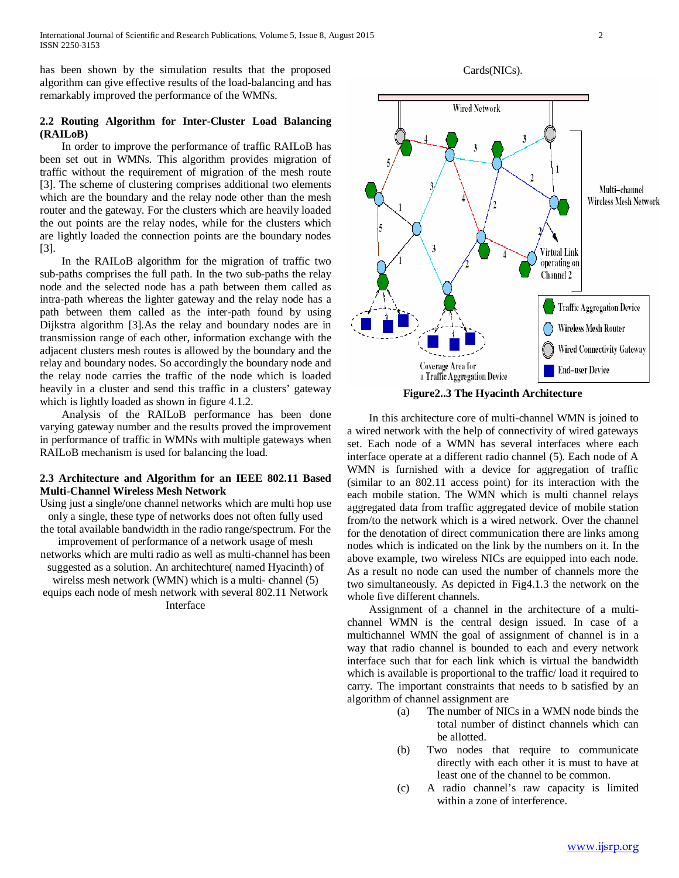has been shown by the simulation results that the proposed algorithm can give effective results of the load-balancing and has remarkably improved the performance of the WMNs.

### 2.2 Routing Algorithm for Inter-Cluster Load Balancing (RAILoB)

In order to improve the performance of traffic RAILoB has been set out in WMNs. This algorithm provides migration of traffic without the requirement of migration of the mesh route [3]. The scheme of clustering comprises additional two elements which are the boundary and the relay node other than the mesh router and the gateway. For the clusters which are heavily loaded the out points are the relay nodes, while for the clusters which are lightly loaded the connection points are the boundary nodes [3].

In the RAILoB algorithm for the migration of traffic two sub-paths comprises the full path. In the two sub-paths the relay node and the selected node has a path between them called as intra-path whereas the lighter gateway and the relay node has a path between them called as the inter-path found by using Dijkstra algorithm [3].As the relay and boundary nodes are in transmission range of each other, information exchange with the adjacent clusters mesh routes is allowed by the boundary and the relay and boundary nodes. So accordingly the boundary node and the relay node carries the traffic of the node which is loaded heavily in a cluster and send this traffic in a clusters' gateway which is lightly loaded as shown in figure 4.1.2.

Analysis of the RAILoB performance has been done varying gateway number and the results proved the improvement in performance of traffic in WMNs with multiple gateways when RAILoB mechanism is used for balancing the load.

### 2.3 Architecture and Algorithm for an IEEE 802.11 Based Multi-Channel Wireless Mesh Network

Using just a single/one channel networks which are multi hop use only a single, these type of networks does not often fully used the total available bandwidth in the radio range/spectrum. For the improvement of performance of a network usage of mesh networks which are multi radio as well as multi-channel has been suggested as a solution. An architechture( named Hyacinth) of wirelss mesh network (WMN) which is a multi- channel (5) equips each node of mesh network with several 802.11 Network Interface Cards(NICs).

Wired Network

Multi-channel Wireless Mesh Network

Virtual Link operating on Channel 2

Coverage Area for a Traffic Aggregation Device

Traffic Aggregation Device

Wireless Mesh Router

Wired Connectivity Gateway

End-user Device

**Figure2..3 The Hyacinth Architecture**

In this architecture core of multi-channel WMN is joined to a wired network with the help of connectivity of wired gateways set. Each node of a WMN has several interfaces where each interface operate at a different radio channel (5). Each node of A WMN is furnished with a device for aggregation of traffic (similar to an 802.11 access point) for its interaction with the each mobile station. The WMN which is multi channel relays aggregated data from traffic aggregated device of mobile station from/to the network which is a wired network. Over the channel for the denotation of direct communication there are links among nodes which is indicated on the link by the numbers on it. In the above example, two wireless NICs are equipped into each node. As a result no node can used the number of channels more the two simultaneously. As depicted in Fig4.1.3 the network on the whole five different channels.

Assignment of a channel in the architecture of a multi-channel WMN is the central design issued. In case of a multichannel WMN the goal of assignment of channel is in a way that radio channel is bounded to each and every network interface such that for each link which is virtual the bandwidth which is available is proportional to the traffic/ load it required to carry. The important constraints that needs to b satisfied by an algorithm of channel assignment are

(a) The number of NICs in a WMN node binds the total number of distinct channels which can be allotted.

(b) Two nodes that require to communicate directly with each other it is must to have at least one of the channel to be common.

(c) A radio channel's raw capacity is limited within a zone of interference.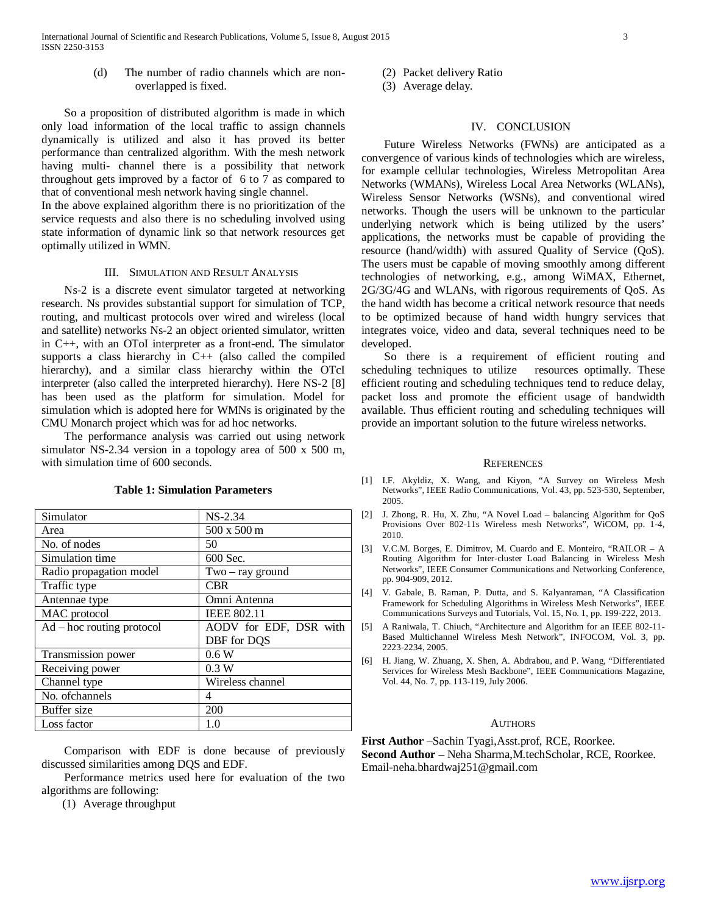(d) The number of radio channels which are non-overlapped is fixed.

So a proposition of distributed algorithm is made in which only load information of the local traffic to assign channels dynamically is utilized and also it has proved its better performance than centralized algorithm. With the mesh network having multi- channel there is a possibility that network throughout gets improved by a factor of 6 to 7 as compared to that of conventional mesh network having single channel.

In the above explained algorithm there is no prioritization of the service requests and also there is no scheduling involved using state information of dynamic link so that network resources get optimally utilized in WMN.

## III. Simulation and Result Analysis

Ns-2 is a discrete event simulator targeted at networking research. Ns provides substantial support for simulation of TCP, routing, and multicast protocols over wired and wireless (local and satellite) networks Ns-2 an object oriented simulator, written in C++, with an OToI interpreter as a front-end. The simulator supports a class hierarchy in C++ (also called the compiled hierarchy), and a similar class hierarchy within the OTcI interpreter (also called the interpreted hierarchy). Here NS-2 [8] has been used as the platform for simulation. Model for simulation which is adopted here for WMNs is originated by the CMU Monarch project which was for ad hoc networks.

The performance analysis was carried out using network simulator NS-2.34 version in a topology area of 500 x 500 m, with simulation time of 600 seconds.

**Table 1: Simulation Parameters**

| | |
|---|---|
| Simulator | NS-2.34 |
| Area | 500 x 500 m |
| No. of nodes | 50 |
| Simulation time | 600 Sec. |
| Radio propagation model | Two – ray ground |
| Traffic type | CBR |
| Antennae type | Omni Antenna |
| MAC protocol | IEEE 802.11 |
| Ad – hoc routing protocol | AODV for EDF, DSR with DBF for DQS |
| Transmission power | 0.6 W |
| Receiving power | 0.3 W |
| Channel type | Wireless channel |
| No. ofchannels | 4 |
| Buffer size | 200 |
| Loss factor | 1.0 |

Comparison with EDF is done because of previously discussed similarities among DQS and EDF.

Performance metrics used here for evaluation of the two algorithms are following:

(1) Average throughput
(2) Packet delivery Ratio
(3) Average delay.

## IV. Conclusion

Future Wireless Networks (FWNs) are anticipated as a convergence of various kinds of technologies which are wireless, for example cellular technologies, Wireless Metropolitan Area Networks (WMANs), Wireless Local Area Networks (WLANs), Wireless Sensor Networks (WSNs), and conventional wired networks. Though the users will be unknown to the particular underlying network which is being utilized by the users' applications, the networks must be capable of providing the resource (hand/width) with assured Quality of Service (QoS). The users must be capable of moving smoothly among different technologies of networking, e.g., among WiMAX, Ethernet, 2G/3G/4G and WLANs, with rigorous requirements of QoS. As the hand width has become a critical network resource that needs to be optimized because of hand width hungry services that integrates voice, video and data, several techniques need to be developed.

So there is a requirement of efficient routing and scheduling techniques to utilize resources optimally. These efficient routing and scheduling techniques tend to reduce delay, packet loss and promote the efficient usage of bandwidth available. Thus efficient routing and scheduling techniques will provide an important solution to the future wireless networks.

## References

[1] I.F. Akyldiz, X. Wang, and Kiyon, "A Survey on Wireless Mesh Networks", IEEE Radio Communications, Vol. 43, pp. 523-530, September, 2005.

[2] J. Zhong, R. Hu, X. Zhu, "A Novel Load – balancing Algorithm for QoS Provisions Over 802-11s Wireless mesh Networks", WiCOM, pp. 1-4, 2010.

[3] V.C.M. Borges, E. Dimitrov, M. Cuardo and E. Monteiro, "RAILOR – A Routing Algorithm for Inter-cluster Load Balancing in Wireless Mesh Networks", IEEE Consumer Communications and Networking Conference, pp. 904-909, 2012.

[4] V. Gabale, B. Raman, P. Dutta, and S. Kalyanraman, "A Classification Framework for Scheduling Algorithms in Wireless Mesh Networks", IEEE Communications Surveys and Tutorials, Vol. 15, No. 1, pp. 199-222, 2013.

[5] A Raniwala, T. Chiuch, "Architecture and Algorithm for an IEEE 802-11-Based Multichannel Wireless Mesh Network", INFOCOM, Vol. 3, pp. 2223-2234, 2005.

[6] H. Jiang, W. Zhuang, X. Shen, A. Abdrabou, and P. Wang, "Differentiated Services for Wireless Mesh Backbone", IEEE Communications Magazine, Vol. 44, No. 7, pp. 113-119, July 2006.

## Authors

**First Author** –Sachin Tyagi,Asst.prof, RCE, Roorkee.
**Second Author** – Neha Sharma,M.techScholar, RCE, Roorkee. Email-neha.bhardwaj251@gmail.com